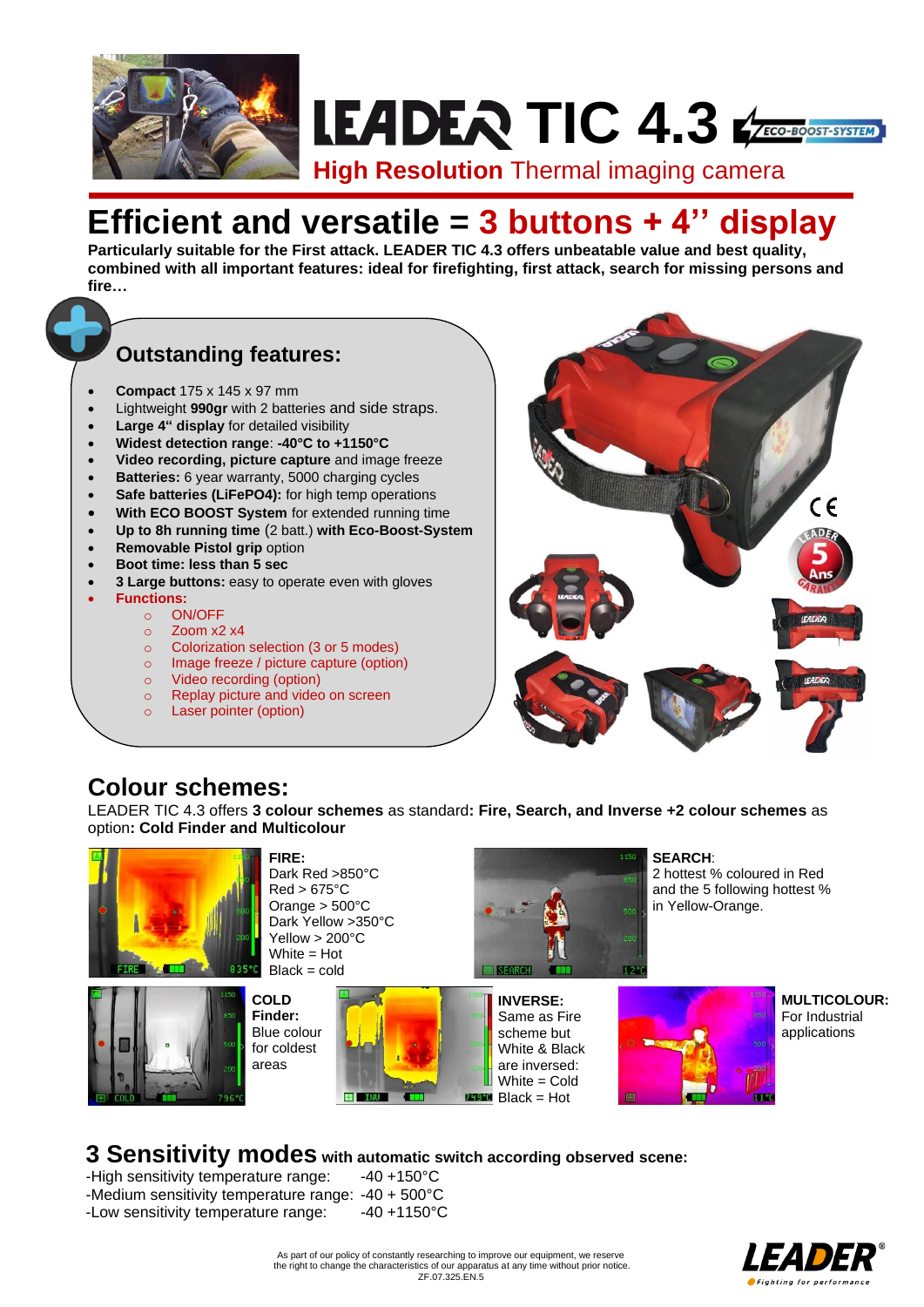# LEADER TIC 4.3

**High Resolution** Thermal imaging camera

## Efficient and versatile = 3 buttons + 4'' display

**Particularly suitable for the First attack. LEADER TIC 4.3 offers unbeatable value and best quality, combined with all important features: ideal for firefighting, first attack, search for missing persons and fire…**

### Outstanding features:

- **Compact** 175 x 145 x 97 mm
- Lightweight **990gr** with 2 batteries and side straps.
- **Large 4" display** for detailed visibility
- **Widest detection range**: **-40°C to +1150°C**
- **Video recording, picture capture** and image freeze
- **Batteries:** 6 year warranty, 5000 charging cycles
- **Safe batteries (LiFePO4):** for high temp operations
- **With ECO BOOST System** for extended running time
- **Up to 8h running time** (2 batt.) **with Eco-Boost-System**
- **Removable Pistol grip** option
- **Boot time: less than 5 sec**
- **3 Large buttons:** easy to operate even with gloves
- **Functions:**
  - ON/OFF
  - Zoom x2 x4
  - Colorization selection (3 or 5 modes)
  - Image freeze / picture capture (option)
  - Video recording (option)
  - Replay picture and video on screen
  - Laser pointer (option)

## Colour schemes:

LEADER TIC 4.3 offers **3 colour schemes** as standard**: Fire, Search, and Inverse +2 colour schemes** as option**: Cold Finder and Multicolour**

**FIRE:**
Dark Red >850°C
Red > 675°C
Orange > 500°C
Dark Yellow >350°C
Yellow > 200°C
White = Hot
Black = cold

**SEARCH**:
2 hottest % coloured in Red and the 5 following hottest % in Yellow-Orange.

**COLD Finder:**
Blue colour for coldest areas

**INVERSE:**
Same as Fire scheme but White & Black are inversed:
White = Cold
Black = Hot

**MULTICOLOUR:**
For Industrial applications

## 3 Sensitivity modes with automatic switch according observed scene:

-High sensitivity temperature range: -40 +150°C
-Medium sensitivity temperature range: -40 + 500°C
-Low sensitivity temperature range: -40 +1150°C

As part of our policy of constantly researching to improve our equipment, we reserve the right to change the characteristics of our apparatus at any time without prior notice.
ZF.07.325.EN.5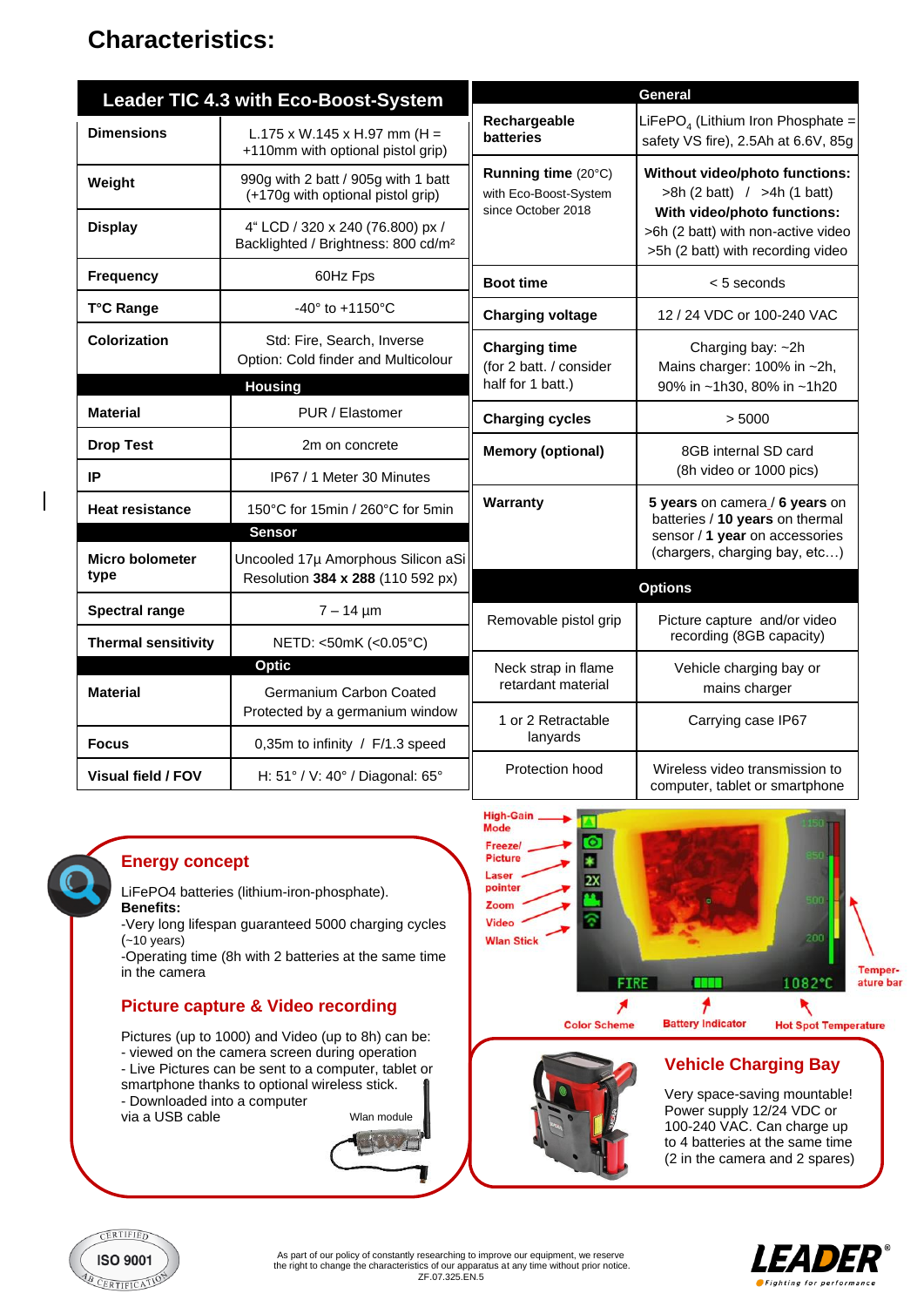# Characteristics:

| Leader TIC 4.3 with Eco-Boost-System | |
|---|---|
| **Dimensions** | L.175 x W.145 x H.97 mm (H = +110mm with optional pistol grip) |
| **Weight** | 990g with 2 batt / 905g with 1 batt (+170g with optional pistol grip) |
| **Display** | 4" LCD / 320 x 240 (76.800) px / Backlighted / Brightness: 800 cd/m² |
| **Frequency** | 60Hz Fps |
| **T°C Range** | -40° to +1150°C |
| **Colorization** | Std: Fire, Search, Inverse Option: Cold finder and Multicolour |
| **Housing** | |
| **Material** | PUR / Elastomer |
| **Drop Test** | 2m on concrete |
| **IP** | IP67 / 1 Meter 30 Minutes |
| **Heat resistance** | 150°C for 15min / 260°C for 5min |
| **Sensor** | |
| **Micro bolometer type** | Uncooled 17µ Amorphous Silicon aSi Resolution **384 x 288** (110 592 px) |
| **Spectral range** | 7 – 14 µm |
| **Thermal sensitivity** | NETD: <50mK (<0.05°C) |
| **Optic** | |
| **Material** | Germanium Carbon Coated Protected by a germanium window |
| **Focus** | 0,35m to infinity / F/1.3 speed |
| **Visual field / FOV** | H: 51° / V: 40° / Diagonal: 65° |

| General | |
|---|---|
| **Rechargeable batteries** | $LiFePO_4$ (Lithium Iron Phosphate = safety VS fire), 2.5Ah at 6.6V, 85g |
| **Running time** (20°C) with Eco-Boost-System since October 2018 | **Without video/photo functions:** >8h (2 batt) / >4h (1 batt) **With video/photo functions:** >6h (2 batt) with non-active video >5h (2 batt) with recording video |
| **Boot time** | < 5 seconds |
| **Charging voltage** | 12 / 24 VDC or 100-240 VAC |
| **Charging time** (for 2 batt. / consider half for 1 batt.) | Charging bay: ~2h Mains charger: 100% in ~2h, 90% in ~1h30, 80% in ~1h20 |
| **Charging cycles** | > 5000 |
| **Memory (optional)** | 8GB internal SD card (8h video or 1000 pics) |
| **Warranty** | **5 years** on camera / **6 years** on batteries / **10 years** on thermal sensor / **1 year** on accessories (chargers, charging bay, etc…) |
| **Options** | |
| Removable pistol grip | Picture capture and/or video recording (8GB capacity) |
| Neck strap in flame retardant material | Vehicle charging bay or mains charger |
| 1 or 2 Retractable lanyards | Carrying case IP67 |
| Protection hood | Wireless video transmission to computer, tablet or smartphone |

High-Gain Mode, Freeze/ Picture, Laser pointer, Zoom, Video, Wlan Stick, Temperature bar, Color Scheme, Battery Indicator, Hot Spot Temperature

## Energy concept

LiFePO4 batteries (lithium-iron-phosphate).
**Benefits:**
-Very long lifespan guaranteed 5000 charging cycles (~10 years)
-Operating time (8h with 2 batteries at the same time in the camera

## Picture capture & Video recording

Pictures (up to 1000) and Video (up to 8h) can be:
- viewed on the camera screen during operation
- Live Pictures can be sent to a computer, tablet or smartphone thanks to optional wireless stick.
- Downloaded into a computer via a USB cable

Wlan module

## Vehicle Charging Bay

Very space-saving mountable!
Power supply 12/24 VDC or 100-240 VAC. Can charge up to 4 batteries at the same time (2 in the camera and 2 spares)

As part of our policy of constantly researching to improve our equipment, we reserve the right to change the characteristics of our apparatus at any time without prior notice.
ZF.07.325.EN.5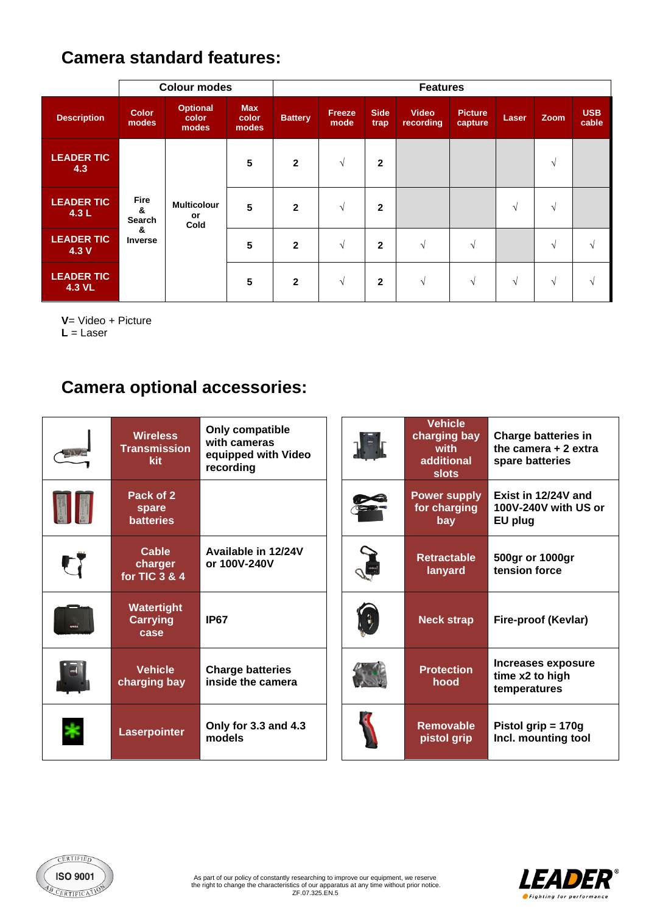## Camera standard features:

| | Colour modes | | | Features | | | | | | | |
|---|---|---|---|---|---|---|---|---|---|---|---|
| **Description** | **Color modes** | **Optional color modes** | **Max color modes** | **Battery** | **Freeze mode** | **Side trap** | **Video recording** | **Picture capture** | **Laser** | **Zoom** | **USB cable** |
| **LEADER TIC 4.3** | Fire & Search & Inverse | Multicolour or Cold | 5 | 2 | √ | 2 | | | | √ | |
| **LEADER TIC 4.3 L** | | | 5 | 2 | √ | 2 | | | √ | √ | |
| **LEADER TIC 4.3 V** | | | 5 | 2 | √ | 2 | √ | √ | | √ | √ |
| **LEADER TIC 4.3 VL** | | | 5 | 2 | √ | 2 | √ | √ | √ | √ | √ |

**V**= Video + Picture
**L** = Laser

## Camera optional accessories:

| | |
|---|---|
| **Wireless Transmission kit** | Only compatible with cameras equipped with Video recording |
| **Pack of 2 spare batteries** | |
| **Cable charger for TIC 3 & 4** | Available in 12/24V or 100V-240V |
| **Watertight Carrying case** | IP67 |
| **Vehicle charging bay** | Charge batteries inside the camera |
| **Laserpointer** | Only for 3.3 and 4.3 models |
| **Vehicle charging bay with additional slots** | Charge batteries in the camera + 2 extra spare batteries |
| **Power supply for charging bay** | Exist in 12/24V and 100V-240V with US or EU plug |
| **Retractable lanyard** | 500gr or 1000gr tension force |
| **Neck strap** | Fire-proof (Kevlar) |
| **Protection hood** | Increases exposure time x2 to high temperatures |
| **Removable pistol grip** | Pistol grip = 170g Incl. mounting tool |

As part of our policy of constantly researching to improve our equipment, we reserve the right to change the characteristics of our apparatus at any time without prior notice.
ZF.07.325.EN.5